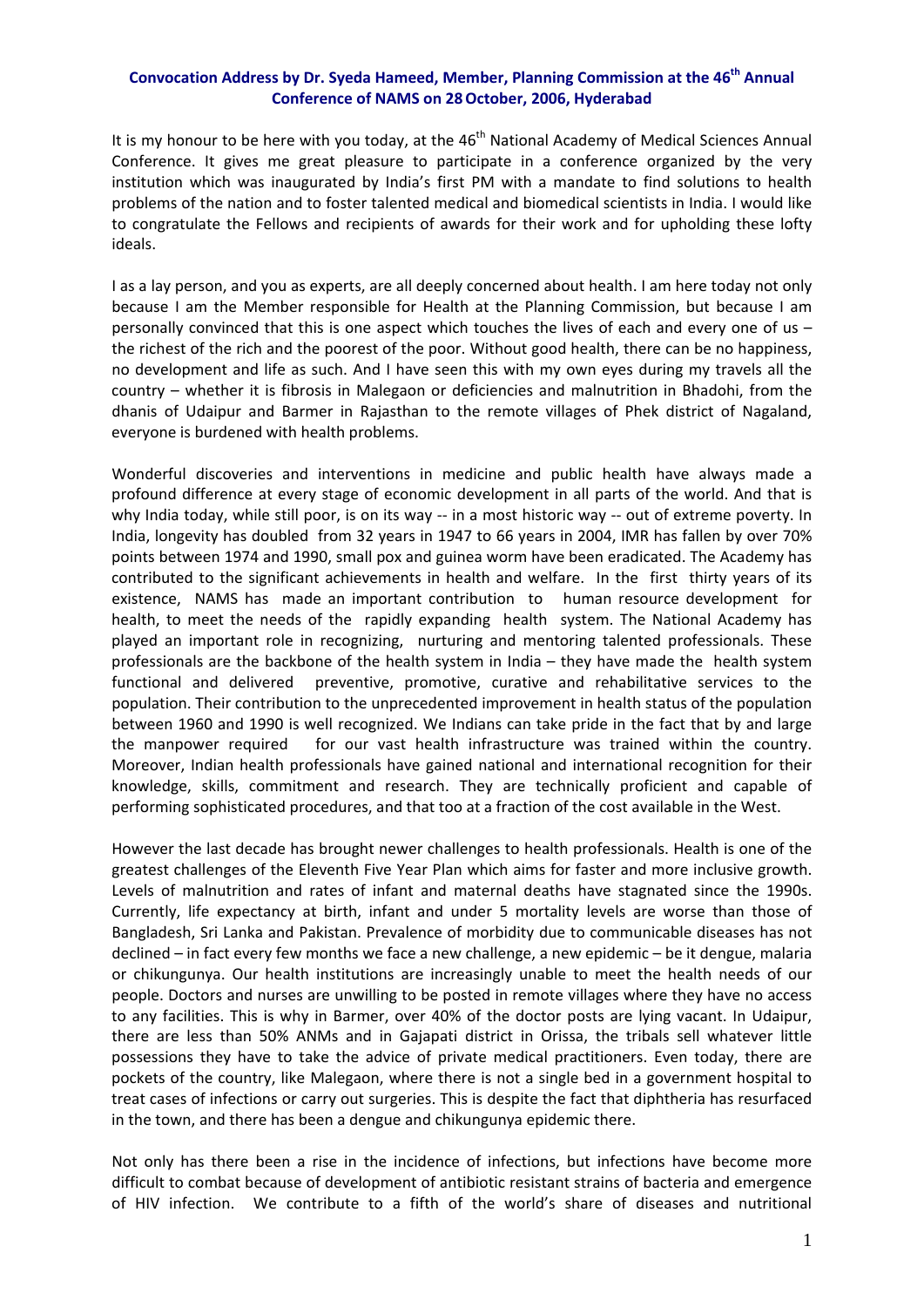# Convocation Address by Dr. Syeda Hameed, Member, Planning Commission at the 46th Annual Conference of NAMS on 28 October, 2006, Hyderabad

It is my honour to be here with you today, at the 46th National Academy of Medical Sciences Annual Conference. It gives me great pleasure to participate in a conference organized by the very institution which was inaugurated by India's first PM with a mandate to find solutions to health problems of the nation and to foster talented medical and biomedical scientists in India. I would like to congratulate the Fellows and recipients of awards for their work and for upholding these lofty ideals.

I as a lay person, and you as experts, are all deeply concerned about health. I am here today not only because I am the Member responsible for Health at the Planning Commission, but because I am personally convinced that this is one aspect which touches the lives of each and every one of us – the richest of the rich and the poorest of the poor. Without good health, there can be no happiness, no development and life as such. And I have seen this with my own eyes during my travels all the country – whether it is fibrosis in Malegaon or deficiencies and malnutrition in Bhadohi, from the dhanis of Udaipur and Barmer in Rajasthan to the remote villages of Phek district of Nagaland, everyone is burdened with health problems.

Wonderful discoveries and interventions in medicine and public health have always made a profound difference at every stage of economic development in all parts of the world. And that is why India today, while still poor, is on its way -- in a most historic way -- out of extreme poverty. In India, longevity has doubled from 32 years in 1947 to 66 years in 2004, IMR has fallen by over 70% points between 1974 and 1990, small pox and guinea worm have been eradicated. The Academy has contributed to the significant achievements in health and welfare. In the first thirty years of its existence, NAMS has made an important contribution to human resource development for health, to meet the needs of the rapidly expanding health system. The National Academy has played an important role in recognizing, nurturing and mentoring talented professionals. These professionals are the backbone of the health system in India – they have made the health system functional and delivered preventive, promotive, curative and rehabilitative services to the population. Their contribution to the unprecedented improvement in health status of the population between 1960 and 1990 is well recognized. We Indians can take pride in the fact that by and large the manpower required for our vast health infrastructure was trained within the country. Moreover, Indian health professionals have gained national and international recognition for their knowledge, skills, commitment and research. They are technically proficient and capable of performing sophisticated procedures, and that too at a fraction of the cost available in the West.

However the last decade has brought newer challenges to health professionals. Health is one of the greatest challenges of the Eleventh Five Year Plan which aims for faster and more inclusive growth. Levels of malnutrition and rates of infant and maternal deaths have stagnated since the 1990s. Currently, life expectancy at birth, infant and under 5 mortality levels are worse than those of Bangladesh, Sri Lanka and Pakistan. Prevalence of morbidity due to communicable diseases has not declined – in fact every few months we face a new challenge, a new epidemic – be it dengue, malaria or chikungunya. Our health institutions are increasingly unable to meet the health needs of our people. Doctors and nurses are unwilling to be posted in remote villages where they have no access to any facilities. This is why in Barmer, over 40% of the doctor posts are lying vacant. In Udaipur, there are less than 50% ANMs and in Gajapati district in Orissa, the tribals sell whatever little possessions they have to take the advice of private medical practitioners. Even today, there are pockets of the country, like Malegaon, where there is not a single bed in a government hospital to treat cases of infections or carry out surgeries. This is despite the fact that diphtheria has resurfaced in the town, and there has been a dengue and chikungunya epidemic there.

Not only has there been a rise in the incidence of infections, but infections have become more difficult to combat because of development of antibiotic resistant strains of bacteria and emergence of HIV infection. We contribute to a fifth of the world's share of diseases and nutritional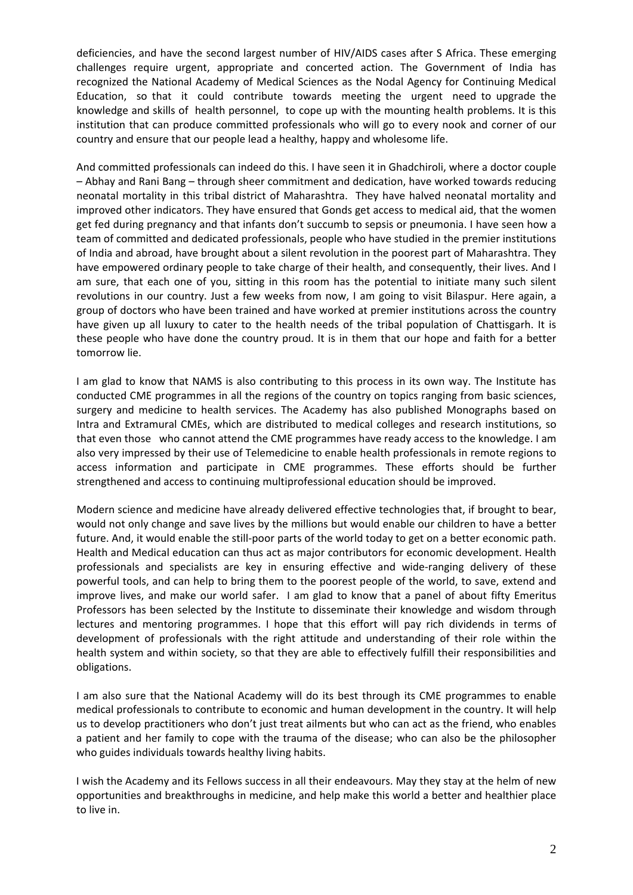deficiencies, and have the second largest number of HIV/AIDS cases after S Africa. These emerging challenges require urgent, appropriate and concerted action. The Government of India has recognized the National Academy of Medical Sciences as the Nodal Agency for Continuing Medical Education, so that it could contribute towards meeting the urgent need to upgrade the knowledge and skills of health personnel, to cope up with the mounting health problems. It is this institution that can produce committed professionals who will go to every nook and corner of our country and ensure that our people lead a healthy, happy and wholesome life.

And committed professionals can indeed do this. I have seen it in Ghadchiroli, where a doctor couple – Abhay and Rani Bang – through sheer commitment and dedication, have worked towards reducing neonatal mortality in this tribal district of Maharashtra. They have halved neonatal mortality and improved other indicators. They have ensured that Gonds get access to medical aid, that the women get fed during pregnancy and that infants don't succumb to sepsis or pneumonia. I have seen how a team of committed and dedicated professionals, people who have studied in the premier institutions of India and abroad, have brought about a silent revolution in the poorest part of Maharashtra. They have empowered ordinary people to take charge of their health, and consequently, their lives. And I am sure, that each one of you, sitting in this room has the potential to initiate many such silent revolutions in our country. Just a few weeks from now, I am going to visit Bilaspur. Here again, a group of doctors who have been trained and have worked at premier institutions across the country have given up all luxury to cater to the health needs of the tribal population of Chattisgarh. It is these people who have done the country proud. It is in them that our hope and faith for a better tomorrow lie.

I am glad to know that NAMS is also contributing to this process in its own way. The Institute has conducted CME programmes in all the regions of the country on topics ranging from basic sciences, surgery and medicine to health services. The Academy has also published Monographs based on Intra and Extramural CMEs, which are distributed to medical colleges and research institutions, so that even those who cannot attend the CME programmes have ready access to the knowledge. I am also very impressed by their use of Telemedicine to enable health professionals in remote regions to access information and participate in CME programmes. These efforts should be further strengthened and access to continuing multiprofessional education should be improved.

Modern science and medicine have already delivered effective technologies that, if brought to bear, would not only change and save lives by the millions but would enable our children to have a better future. And, it would enable the still-poor parts of the world today to get on a better economic path. Health and Medical education can thus act as major contributors for economic development. Health professionals and specialists are key in ensuring effective and wide-ranging delivery of these powerful tools, and can help to bring them to the poorest people of the world, to save, extend and improve lives, and make our world safer. I am glad to know that a panel of about fifty Emeritus Professors has been selected by the Institute to disseminate their knowledge and wisdom through lectures and mentoring programmes. I hope that this effort will pay rich dividends in terms of development of professionals with the right attitude and understanding of their role within the health system and within society, so that they are able to effectively fulfill their responsibilities and obligations.

I am also sure that the National Academy will do its best through its CME programmes to enable medical professionals to contribute to economic and human development in the country. It will help us to develop practitioners who don't just treat ailments but who can act as the friend, who enables a patient and her family to cope with the trauma of the disease; who can also be the philosopher who guides individuals towards healthy living habits.

I wish the Academy and its Fellows success in all their endeavours. May they stay at the helm of new opportunities and breakthroughs in medicine, and help make this world a better and healthier place to live in.